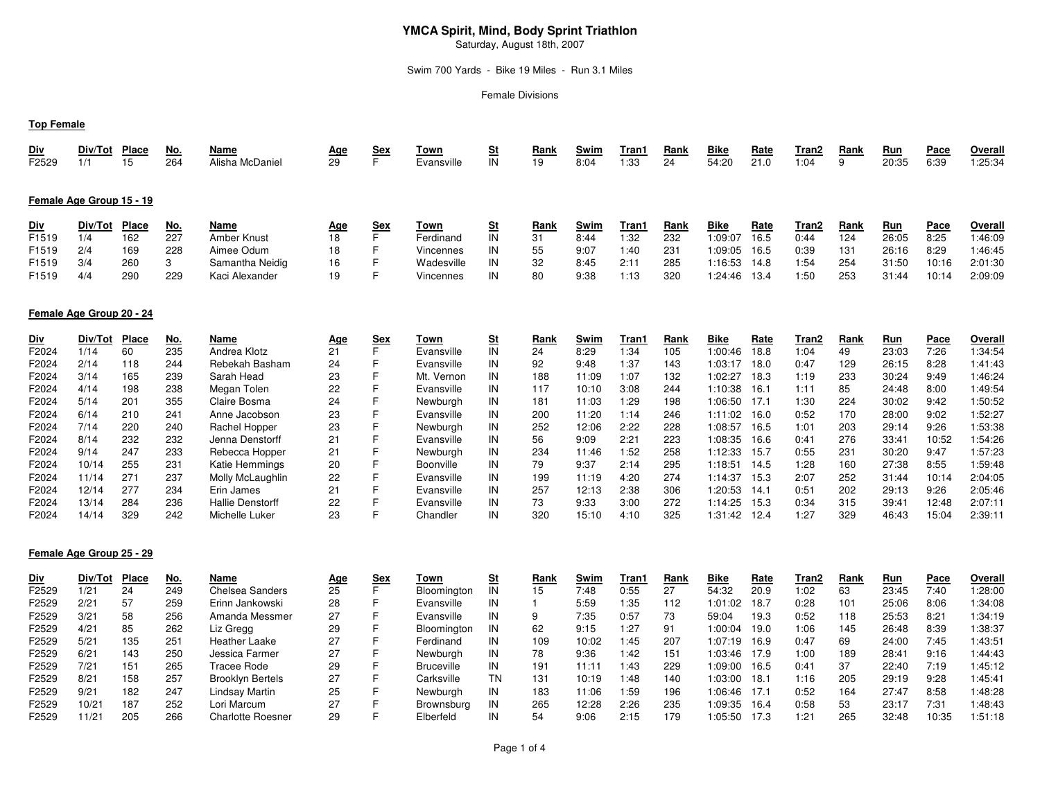# YMCA Spirit, Mind, Body Sprint Triathlon

Saturday, August 18th, 2007

Swim 700 Yards - Bike 19 Miles - Run 3.1 Miles

Female Divisions

## Top Female

| Div | Div/Tot | Place | No. | Name | Age | Sex | Town | St | Rank | Swim | Tran1 | Rank | Bike | Rate | Tran2 | Rank | Run | Pace | Overall |
|---|---|---|---|---|---|---|---|---|---|---|---|---|---|---|---|---|---|---|---|
| F2529 | 1/1 | 15 | 264 | Alisha McDaniel | 29 | F | Evansville | IN | 19 | 8:04 | 1:33 | 24 | 54:20 | 21.0 | 1:04 | 9 | 20:35 | 6:39 | 1:25:34 |

## Female Age Group 15 - 19

| Div | Div/Tot | Place | No. | Name | Age | Sex | Town | St | Rank | Swim | Tran1 | Rank | Bike | Rate | Tran2 | Rank | Run | Pace | Overall |
|---|---|---|---|---|---|---|---|---|---|---|---|---|---|---|---|---|---|---|---|
| F1519 | 1/4 | 162 | 227 | Amber Knust | 18 | F | Ferdinand | IN | 31 | 8:44 | 1:32 | 232 | 1:09:07 | 16.5 | 0:44 | 124 | 26:05 | 8:25 | 1:46:09 |
| F1519 | 2/4 | 169 | 228 | Aimee Odum | 18 | F | Vincennes | IN | 55 | 9:07 | 1:40 | 231 | 1:09:05 | 16.5 | 0:39 | 131 | 26:16 | 8:29 | 1:46:45 |
| F1519 | 3/4 | 260 | 3 | Samantha Neidig | 16 | F | Wadesville | IN | 32 | 8:45 | 2:11 | 285 | 1:16:53 | 14.8 | 1:54 | 254 | 31:50 | 10:16 | 2:01:30 |
| F1519 | 4/4 | 290 | 229 | Kaci Alexander | 19 | F | Vincennes | IN | 80 | 9:38 | 1:13 | 320 | 1:24:46 | 13.4 | 1:50 | 253 | 31:44 | 10:14 | 2:09:09 |

## Female Age Group 20 - 24

| Div | Div/Tot | Place | No. | Name | Age | Sex | Town | St | Rank | Swim | Tran1 | Rank | Bike | Rate | Tran2 | Rank | Run | Pace | Overall |
|---|---|---|---|---|---|---|---|---|---|---|---|---|---|---|---|---|---|---|---|
| F2024 | 1/14 | 60 | 235 | Andrea Klotz | 21 | F | Evansville | IN | 24 | 8:29 | 1:34 | 105 | 1:00:46 | 18.8 | 1:04 | 49 | 23:03 | 7:26 | 1:34:54 |
| F2024 | 2/14 | 118 | 244 | Rebekah Basham | 24 | F | Evansville | IN | 92 | 9:48 | 1:37 | 143 | 1:03:17 | 18.0 | 0:47 | 129 | 26:15 | 8:28 | 1:41:43 |
| F2024 | 3/14 | 165 | 239 | Sarah Head | 23 | F | Mt. Vernon | IN | 188 | 11:09 | 1:07 | 132 | 1:02:27 | 18.3 | 1:19 | 233 | 30:24 | 9:49 | 1:46:24 |
| F2024 | 4/14 | 198 | 238 | Megan Tolen | 22 | F | Evansville | IN | 117 | 10:10 | 3:08 | 244 | 1:10:38 | 16.1 | 1:11 | 85 | 24:48 | 8:00 | 1:49:54 |
| F2024 | 5/14 | 201 | 355 | Claire Bosma | 24 | F | Newburgh | IN | 181 | 11:03 | 1:29 | 198 | 1:06:50 | 17.1 | 1:30 | 224 | 30:02 | 9:42 | 1:50:52 |
| F2024 | 6/14 | 210 | 241 | Anne Jacobson | 23 | F | Evansville | IN | 200 | 11:20 | 1:14 | 246 | 1:11:02 | 16.0 | 0:52 | 170 | 28:00 | 9:02 | 1:52:27 |
| F2024 | 7/14 | 220 | 240 | Rachel Hopper | 23 | F | Newburgh | IN | 252 | 12:06 | 2:22 | 228 | 1:08:57 | 16.5 | 1:01 | 203 | 29:14 | 9:26 | 1:53:38 |
| F2024 | 8/14 | 232 | 232 | Jenna Denstorff | 21 | F | Evansville | IN | 56 | 9:09 | 2:21 | 223 | 1:08:35 | 16.6 | 0:41 | 276 | 33:41 | 10:52 | 1:54:26 |
| F2024 | 9/14 | 247 | 233 | Rebecca Hopper | 21 | F | Newburgh | IN | 234 | 11:46 | 1:52 | 258 | 1:12:33 | 15.7 | 0:55 | 231 | 30:20 | 9:47 | 1:57:23 |
| F2024 | 10/14 | 255 | 231 | Katie Hemmings | 20 | F | Boonville | IN | 79 | 9:37 | 2:14 | 295 | 1:18:51 | 14.5 | 1:28 | 160 | 27:38 | 8:55 | 1:59:48 |
| F2024 | 11/14 | 271 | 237 | Molly McLaughlin | 22 | F | Evansville | IN | 199 | 11:19 | 4:20 | 274 | 1:14:37 | 15.3 | 2:07 | 252 | 31:44 | 10:14 | 2:04:05 |
| F2024 | 12/14 | 277 | 234 | Erin James | 21 | F | Evansville | IN | 257 | 12:13 | 2:38 | 306 | 1:20:53 | 14.1 | 0:51 | 202 | 29:13 | 9:26 | 2:05:46 |
| F2024 | 13/14 | 284 | 236 | Hallie Denstorff | 22 | F | Evansville | IN | 73 | 9:33 | 3:00 | 272 | 1:14:25 | 15.3 | 0:34 | 315 | 39:41 | 12:48 | 2:07:11 |
| F2024 | 14/14 | 329 | 242 | Michelle Luker | 23 | F | Chandler | IN | 320 | 15:10 | 4:10 | 325 | 1:31:42 | 12.4 | 1:27 | 329 | 46:43 | 15:04 | 2:39:11 |

## Female Age Group 25 - 29

| Div | Div/Tot | Place | No. | Name | Age | Sex | Town | St | Rank | Swim | Tran1 | Rank | Bike | Rate | Tran2 | Rank | Run | Pace | Overall |
|---|---|---|---|---|---|---|---|---|---|---|---|---|---|---|---|---|---|---|---|
| F2529 | 1/21 | 24 | 249 | Chelsea Sanders | 25 | F | Bloomington | IN | 15 | 7:48 | 0:55 | 27 | 54:32 | 20.9 | 1:02 | 63 | 23:45 | 7:40 | 1:28:00 |
| F2529 | 2/21 | 57 | 259 | Erinn Jankowski | 28 | F | Evansville | IN | 1 | 5:59 | 1:35 | 112 | 1:01:02 | 18.7 | 0:28 | 101 | 25:06 | 8:06 | 1:34:08 |
| F2529 | 3/21 | 58 | 256 | Amanda Messmer | 27 | F | Evansville | IN | 9 | 7:35 | 0:57 | 73 | 59:04 | 19.3 | 0:52 | 118 | 25:53 | 8:21 | 1:34:19 |
| F2529 | 4/21 | 85 | 262 | Liz Gregg | 29 | F | Bloomington | IN | 62 | 9:15 | 1:27 | 91 | 1:00:04 | 19.0 | 1:06 | 145 | 26:48 | 8:39 | 1:38:37 |
| F2529 | 5/21 | 135 | 251 | Heather Laake | 27 | F | Ferdinand | IN | 109 | 10:02 | 1:45 | 207 | 1:07:19 | 16.9 | 0:47 | 69 | 24:00 | 7:45 | 1:43:51 |
| F2529 | 6/21 | 143 | 250 | Jessica Farmer | 27 | F | Newburgh | IN | 78 | 9:36 | 1:42 | 151 | 1:03:46 | 17.9 | 1:00 | 189 | 28:41 | 9:16 | 1:44:43 |
| F2529 | 7/21 | 151 | 265 | Tracee Rode | 29 | F | Bruceville | IN | 191 | 11:11 | 1:43 | 229 | 1:09:00 | 16.5 | 0:41 | 37 | 22:40 | 7:19 | 1:45:12 |
| F2529 | 8/21 | 158 | 257 | Brooklyn Bertels | 27 | F | Carksville | TN | 131 | 10:19 | 1:48 | 140 | 1:03:00 | 18.1 | 1:16 | 205 | 29:19 | 9:28 | 1:45:41 |
| F2529 | 9/21 | 182 | 247 | Lindsay Martin | 25 | F | Newburgh | IN | 183 | 11:06 | 1:59 | 196 | 1:06:46 | 17.1 | 0:52 | 164 | 27:47 | 8:58 | 1:48:28 |
| F2529 | 10/21 | 187 | 252 | Lori Marcum | 27 | F | Brownsburg | IN | 265 | 12:28 | 2:26 | 235 | 1:09:35 | 16.4 | 0:58 | 53 | 23:17 | 7:31 | 1:48:43 |
| F2529 | 11/21 | 205 | 266 | Charlotte Roesner | 29 | F | Elberfeld | IN | 54 | 9:06 | 2:15 | 179 | 1:05:50 | 17.3 | 1:21 | 265 | 32:48 | 10:35 | 1:51:18 |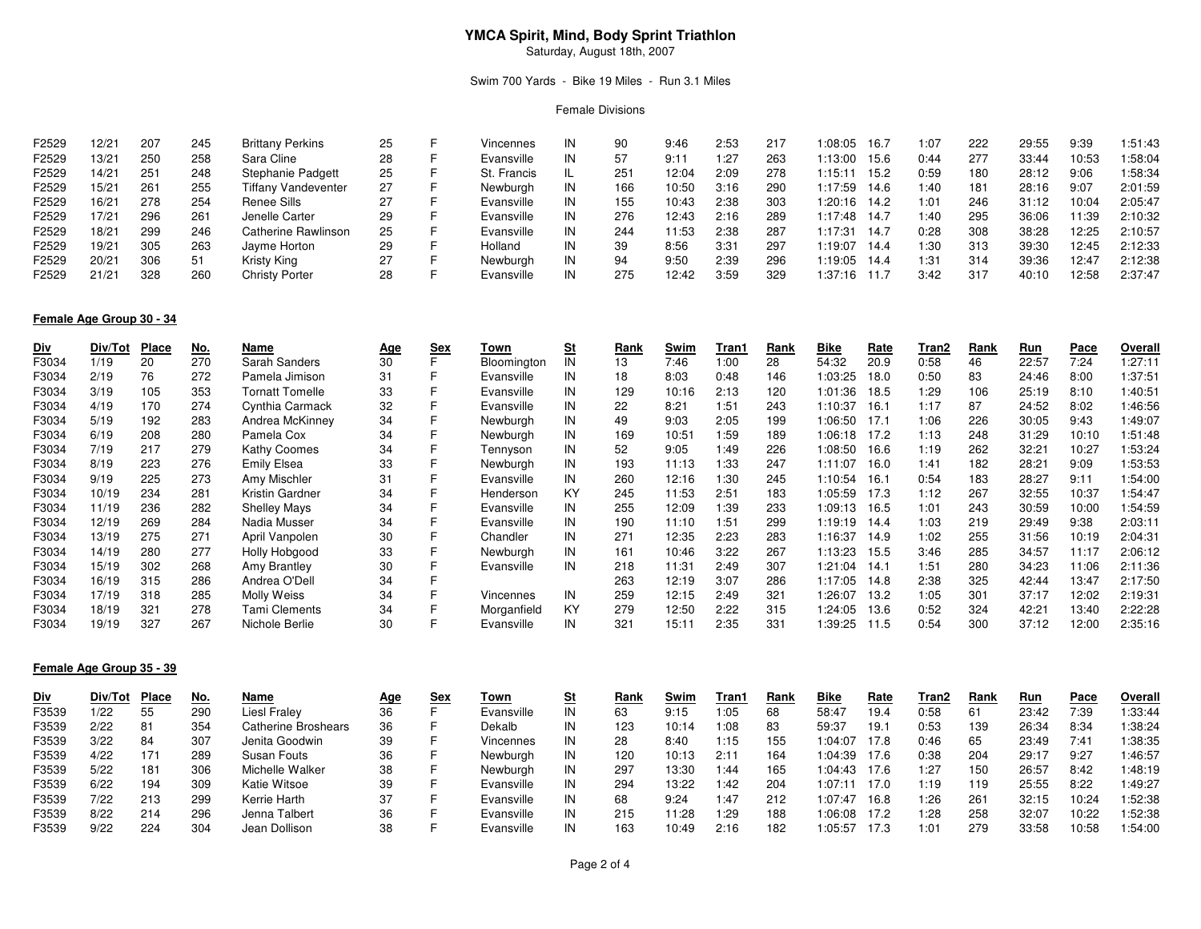# YMCA Spirit, Mind, Body Sprint Triathlon

Saturday, August 18th, 2007

Swim 700 Yards - Bike 19 Miles - Run 3.1 Miles

Female Divisions

| Div | Div/Tot | Place | No. | Name | Age | Sex | Town | St | Rank | Swim | Tran1 | Rank | Bike | Rate | Tran2 | Rank | Run | Pace | Overall |
|---|---|---|---|---|---|---|---|---|---|---|---|---|---|---|---|---|---|---|---|
| F2529 | 12/21 | 207 | 245 | Brittany Perkins | 25 | F | Vincennes | IN | 90 | 9:46 | 2:53 | 217 | 1:08:05 | 16.7 | 1:07 | 222 | 29:55 | 9:39 | 1:51:43 |
| F2529 | 13/21 | 250 | 258 | Sara Cline | 28 | F | Evansville | IN | 57 | 9:11 | 1:27 | 263 | 1:13:00 | 15.6 | 0:44 | 277 | 33:44 | 10:53 | 1:58:04 |
| F2529 | 14/21 | 251 | 248 | Stephanie Padgett | 25 | F | St. Francis | IL | 251 | 12:04 | 2:09 | 278 | 1:15:11 | 15.2 | 0:59 | 180 | 28:12 | 9:06 | 1:58:34 |
| F2529 | 15/21 | 261 | 255 | Tiffany Vandeventer | 27 | F | Newburgh | IN | 166 | 10:50 | 3:16 | 290 | 1:17:59 | 14.6 | 1:40 | 181 | 28:16 | 9:07 | 2:01:59 |
| F2529 | 16/21 | 278 | 254 | Renee Sills | 27 | F | Evansville | IN | 155 | 10:43 | 2:38 | 303 | 1:20:16 | 14.2 | 1:01 | 246 | 31:12 | 10:04 | 2:05:47 |
| F2529 | 17/21 | 296 | 261 | Jenelle Carter | 29 | F | Evansville | IN | 276 | 12:43 | 2:16 | 289 | 1:17:48 | 14.7 | 1:40 | 295 | 36:06 | 11:39 | 2:10:32 |
| F2529 | 18/21 | 299 | 246 | Catherine Rawlinson | 25 | F | Evansville | IN | 244 | 11:53 | 2:38 | 287 | 1:17:31 | 14.7 | 0:28 | 308 | 38:28 | 12:25 | 2:10:57 |
| F2529 | 19/21 | 305 | 263 | Jayme Horton | 29 | F | Holland | IN | 39 | 8:56 | 3:31 | 297 | 1:19:07 | 14.4 | 1:30 | 313 | 39:30 | 12:45 | 2:12:33 |
| F2529 | 20/21 | 306 | 51 | Kristy King | 27 | F | Newburgh | IN | 94 | 9:50 | 2:39 | 296 | 1:19:05 | 14.4 | 1:31 | 314 | 39:36 | 12:47 | 2:12:38 |
| F2529 | 21/21 | 328 | 260 | Christy Porter | 28 | F | Evansville | IN | 275 | 12:42 | 3:59 | 329 | 1:37:16 | 11.7 | 3:42 | 317 | 40:10 | 12:58 | 2:37:47 |

**Female Age Group 30 - 34**

| Div | Div/Tot | Place | No. | Name | Age | Sex | Town | St | Rank | Swim | Tran1 | Rank | Bike | Rate | Tran2 | Rank | Run | Pace | Overall |
|---|---|---|---|---|---|---|---|---|---|---|---|---|---|---|---|---|---|---|---|
| F3034 | 1/19 | 20 | 270 | Sarah Sanders | 30 | F | Bloomington | IN | 13 | 7:46 | 1:00 | 28 | 54:32 | 20.9 | 0:58 | 46 | 22:57 | 7:24 | 1:27:11 |
| F3034 | 2/19 | 76 | 272 | Pamela Jimison | 31 | F | Evansville | IN | 18 | 8:03 | 0:48 | 146 | 1:03:25 | 18.0 | 0:50 | 83 | 24:46 | 8:00 | 1:37:51 |
| F3034 | 3/19 | 105 | 353 | Tornatt Tomelle | 33 | F | Evansville | IN | 129 | 10:16 | 2:13 | 120 | 1:01:36 | 18.5 | 1:29 | 106 | 25:19 | 8:10 | 1:40:51 |
| F3034 | 4/19 | 170 | 274 | Cynthia Carmack | 32 | F | Evansville | IN | 22 | 8:21 | 1:51 | 243 | 1:10:37 | 16.1 | 1:17 | 87 | 24:52 | 8:02 | 1:46:56 |
| F3034 | 5/19 | 192 | 283 | Andrea McKinney | 34 | F | Newburgh | IN | 49 | 9:03 | 2:05 | 199 | 1:06:50 | 17.1 | 1:06 | 226 | 30:05 | 9:43 | 1:49:07 |
| F3034 | 6/19 | 208 | 280 | Pamela Cox | 34 | F | Newburgh | IN | 169 | 10:51 | 1:59 | 189 | 1:06:18 | 17.2 | 1:13 | 248 | 31:29 | 10:10 | 1:51:48 |
| F3034 | 7/19 | 217 | 279 | Kathy Coomes | 34 | F | Tennyson | IN | 52 | 9:05 | 1:49 | 226 | 1:08:50 | 16.6 | 1:19 | 262 | 32:21 | 10:27 | 1:53:24 |
| F3034 | 8/19 | 223 | 276 | Emily Elsea | 33 | F | Newburgh | IN | 193 | 11:13 | 1:33 | 247 | 1:11:07 | 16.0 | 1:41 | 182 | 28:21 | 9:09 | 1:53:53 |
| F3034 | 9/19 | 225 | 273 | Amy Mischler | 31 | F | Evansville | IN | 260 | 12:16 | 1:30 | 245 | 1:10:54 | 16.1 | 0:54 | 183 | 28:27 | 9:11 | 1:54:00 |
| F3034 | 10/19 | 234 | 281 | Kristin Gardner | 34 | F | Henderson | KY | 245 | 11:53 | 2:51 | 183 | 1:05:59 | 17.3 | 1:12 | 267 | 32:55 | 10:37 | 1:54:47 |
| F3034 | 11/19 | 236 | 282 | Shelley Mays | 34 | F | Evansville | IN | 255 | 12:09 | 1:39 | 233 | 1:09:13 | 16.5 | 1:01 | 243 | 30:59 | 10:00 | 1:54:59 |
| F3034 | 12/19 | 269 | 284 | Nadia Musser | 34 | F | Evansville | IN | 190 | 11:10 | 1:51 | 299 | 1:19:19 | 14.4 | 1:03 | 219 | 29:49 | 9:38 | 2:03:11 |
| F3034 | 13/19 | 275 | 271 | April Vanpolen | 30 | F | Chandler | IN | 271 | 12:35 | 2:23 | 283 | 1:16:37 | 14.9 | 1:02 | 255 | 31:56 | 10:19 | 2:04:31 |
| F3034 | 14/19 | 280 | 277 | Holly Hobgood | 33 | F | Newburgh | IN | 161 | 10:46 | 3:22 | 267 | 1:13:23 | 15.5 | 3:46 | 285 | 34:57 | 11:17 | 2:06:12 |
| F3034 | 15/19 | 302 | 268 | Amy Brantley | 30 | F | Evansville | IN | 218 | 11:31 | 2:49 | 307 | 1:21:04 | 14.1 | 1:51 | 280 | 34:23 | 11:06 | 2:11:36 |
| F3034 | 16/19 | 315 | 286 | Andrea O'Dell | 34 | F | | | 263 | 12:19 | 3:07 | 286 | 1:17:05 | 14.8 | 2:38 | 325 | 42:44 | 13:47 | 2:17:50 |
| F3034 | 17/19 | 318 | 285 | Molly Weiss | 34 | F | Vincennes | IN | 259 | 12:15 | 2:49 | 321 | 1:26:07 | 13.2 | 1:05 | 301 | 37:17 | 12:02 | 2:19:31 |
| F3034 | 18/19 | 321 | 278 | Tami Clements | 34 | F | Morganfield | KY | 279 | 12:50 | 2:22 | 315 | 1:24:05 | 13.6 | 0:52 | 324 | 42:21 | 13:40 | 2:22:28 |
| F3034 | 19/19 | 327 | 267 | Nichole Berlie | 30 | F | Evansville | IN | 321 | 15:11 | 2:35 | 331 | 1:39:25 | 11.5 | 0:54 | 300 | 37:12 | 12:00 | 2:35:16 |

**Female Age Group 35 - 39**

| Div | Div/Tot | Place | No. | Name | Age | Sex | Town | St | Rank | Swim | Tran1 | Rank | Bike | Rate | Tran2 | Rank | Run | Pace | Overall |
|---|---|---|---|---|---|---|---|---|---|---|---|---|---|---|---|---|---|---|---|
| F3539 | 1/22 | 55 | 290 | Liesl Fraley | 36 | F | Evansville | IN | 63 | 9:15 | 1:05 | 68 | 58:47 | 19.4 | 0:58 | 61 | 23:42 | 7:39 | 1:33:44 |
| F3539 | 2/22 | 81 | 354 | Catherine Broshears | 36 | F | Dekalb | IN | 123 | 10:14 | 1:08 | 83 | 59:37 | 19.1 | 0:53 | 139 | 26:34 | 8:34 | 1:38:24 |
| F3539 | 3/22 | 84 | 307 | Jenita Goodwin | 39 | F | Vincennes | IN | 28 | 8:40 | 1:15 | 155 | 1:04:07 | 17.8 | 0:46 | 65 | 23:49 | 7:41 | 1:38:35 |
| F3539 | 4/22 | 171 | 289 | Susan Fouts | 36 | F | Newburgh | IN | 120 | 10:13 | 2:11 | 164 | 1:04:39 | 17.6 | 0:38 | 204 | 29:17 | 9:27 | 1:46:57 |
| F3539 | 5/22 | 181 | 306 | Michelle Walker | 38 | F | Newburgh | IN | 297 | 13:30 | 1:44 | 165 | 1:04:43 | 17.6 | 1:27 | 150 | 26:57 | 8:42 | 1:48:19 |
| F3539 | 6/22 | 194 | 309 | Katie Witsoe | 39 | F | Evansville | IN | 294 | 13:22 | 1:42 | 204 | 1:07:11 | 17.0 | 1:19 | 119 | 25:55 | 8:22 | 1:49:27 |
| F3539 | 7/22 | 213 | 299 | Kerrie Harth | 37 | F | Evansville | IN | 68 | 9:24 | 1:47 | 212 | 1:07:47 | 16.8 | 1:26 | 261 | 32:15 | 10:24 | 1:52:38 |
| F3539 | 8/22 | 214 | 296 | Jenna Talbert | 36 | F | Evansville | IN | 215 | 11:28 | 1:29 | 188 | 1:06:08 | 17.2 | 1:28 | 258 | 32:07 | 10:22 | 1:52:38 |
| F3539 | 9/22 | 224 | 304 | Jean Dollison | 38 | F | Evansville | IN | 163 | 10:49 | 2:16 | 182 | 1:05:57 | 17.3 | 1:01 | 279 | 33:58 | 10:58 | 1:54:00 |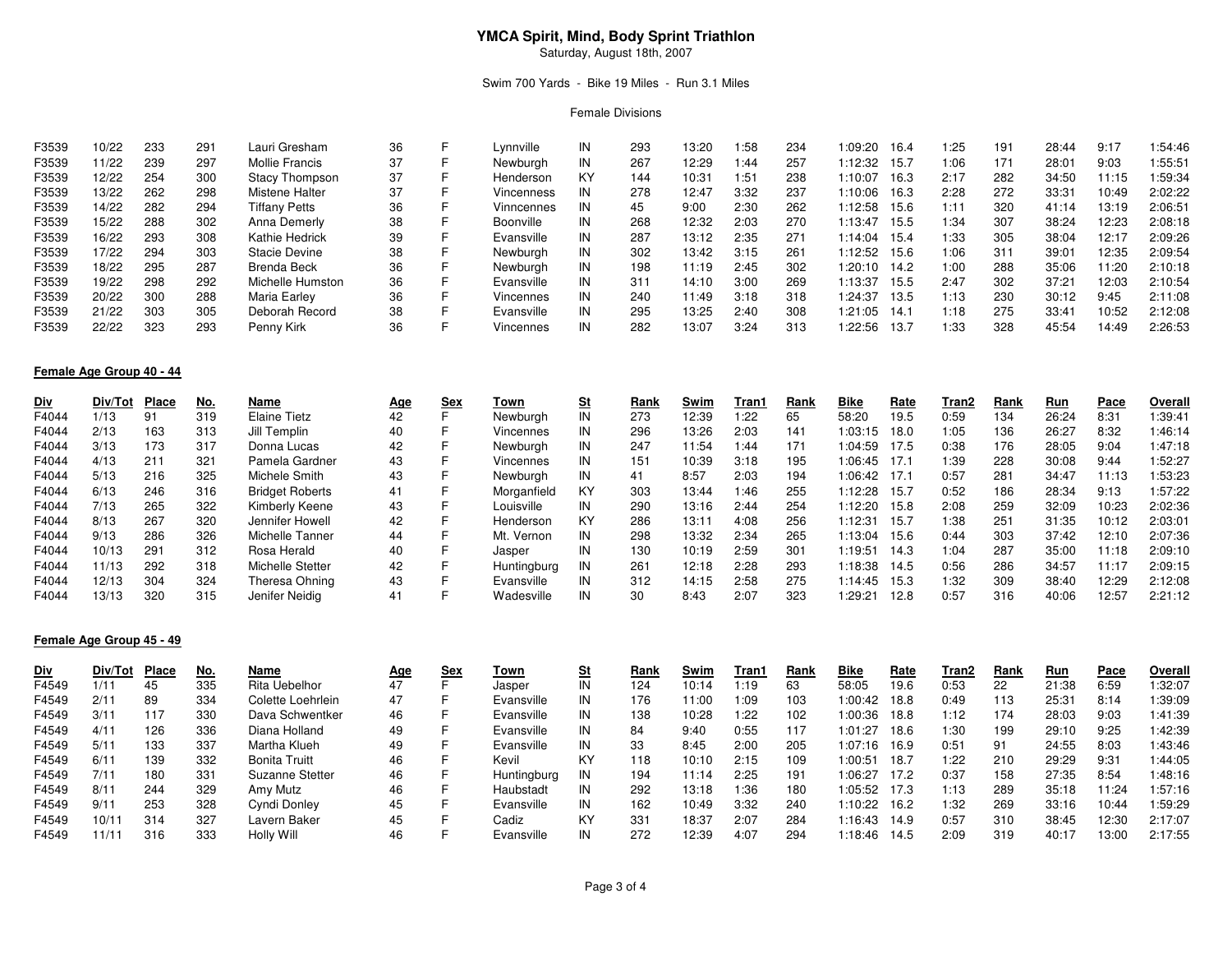# YMCA Spirit, Mind, Body Sprint Triathlon

Saturday, August 18th, 2007

Swim 700 Yards - Bike 19 Miles - Run 3.1 Miles

Female Divisions

| Div | Div/Tot | Place | No. | Name | Age | Sex | Town | St | Rank | Swim | Tran1 | Rank | Bike | Rate | Tran2 | Rank | Run | Pace | Overall |
|---|---|---|---|---|---|---|---|---|---|---|---|---|---|---|---|---|---|---|---|
| F3539 | 10/22 | 233 | 291 | Lauri Gresham | 36 | F | Lynnville | IN | 293 | 13:20 | 1:58 | 234 | 1:09:20 | 16.4 | 1:25 | 191 | 28:44 | 9:17 | 1:54:46 |
| F3539 | 11/22 | 239 | 297 | Mollie Francis | 37 | F | Newburgh | IN | 267 | 12:29 | 1:44 | 257 | 1:12:32 | 15.7 | 1:06 | 171 | 28:01 | 9:03 | 1:55:51 |
| F3539 | 12/22 | 254 | 300 | Stacy Thompson | 37 | F | Henderson | KY | 144 | 10:31 | 1:51 | 238 | 1:10:07 | 16.3 | 2:17 | 282 | 34:50 | 11:15 | 1:59:34 |
| F3539 | 13/22 | 262 | 298 | Mistene Halter | 37 | F | Vincenness | IN | 278 | 12:47 | 3:32 | 237 | 1:10:06 | 16.3 | 2:28 | 272 | 33:31 | 10:49 | 2:02:22 |
| F3539 | 14/22 | 282 | 294 | Tiffany Petts | 36 | F | Vinncennes | IN | 45 | 9:00 | 2:30 | 262 | 1:12:58 | 15.6 | 1:11 | 320 | 41:14 | 13:19 | 2:06:51 |
| F3539 | 15/22 | 288 | 302 | Anna Demerly | 38 | F | Boonville | IN | 268 | 12:32 | 2:03 | 270 | 1:13:47 | 15.5 | 1:34 | 307 | 38:24 | 12:23 | 2:08:18 |
| F3539 | 16/22 | 293 | 308 | Kathie Hedrick | 39 | F | Evansville | IN | 287 | 13:12 | 2:35 | 271 | 1:14:04 | 15.4 | 1:33 | 305 | 38:04 | 12:17 | 2:09:26 |
| F3539 | 17/22 | 294 | 303 | Stacie Devine | 38 | F | Newburgh | IN | 302 | 13:42 | 3:15 | 261 | 1:12:52 | 15.6 | 1:06 | 311 | 39:01 | 12:35 | 2:09:54 |
| F3539 | 18/22 | 295 | 287 | Brenda Beck | 36 | F | Newburgh | IN | 198 | 11:19 | 2:45 | 302 | 1:20:10 | 14.2 | 1:00 | 288 | 35:06 | 11:20 | 2:10:18 |
| F3539 | 19/22 | 298 | 292 | Michelle Humston | 36 | F | Evansville | IN | 311 | 14:10 | 3:00 | 269 | 1:13:37 | 15.5 | 2:47 | 302 | 37:21 | 12:03 | 2:10:54 |
| F3539 | 20/22 | 300 | 288 | Maria Earley | 36 | F | Vincennes | IN | 240 | 11:49 | 3:18 | 318 | 1:24:37 | 13.5 | 1:13 | 230 | 30:12 | 9:45 | 2:11:08 |
| F3539 | 21/22 | 303 | 305 | Deborah Record | 38 | F | Evansville | IN | 295 | 13:25 | 2:40 | 308 | 1:21:05 | 14.1 | 1:18 | 275 | 33:41 | 10:52 | 2:12:08 |
| F3539 | 22/22 | 323 | 293 | Penny Kirk | 36 | F | Vincennes | IN | 282 | 13:07 | 3:24 | 313 | 1:22:56 | 13.7 | 1:33 | 328 | 45:54 | 14:49 | 2:26:53 |

**Female Age Group 40 - 44**

| Div | Div/Tot | Place | No. | Name | Age | Sex | Town | St | Rank | Swim | Tran1 | Rank | Bike | Rate | Tran2 | Rank | Run | Pace | Overall |
|---|---|---|---|---|---|---|---|---|---|---|---|---|---|---|---|---|---|---|---|
| F4044 | 1/13 | 91 | 319 | Elaine Tietz | 42 | F | Newburgh | IN | 273 | 12:39 | 1:22 | 65 | 58:20 | 19.5 | 0:59 | 134 | 26:24 | 8:31 | 1:39:41 |
| F4044 | 2/13 | 163 | 313 | Jill Templin | 40 | F | Vincennes | IN | 296 | 13:26 | 2:03 | 141 | 1:03:15 | 18.0 | 1:05 | 136 | 26:27 | 8:32 | 1:46:14 |
| F4044 | 3/13 | 173 | 317 | Donna Lucas | 42 | F | Newburgh | IN | 247 | 11:54 | 1:44 | 171 | 1:04:59 | 17.5 | 0:38 | 176 | 28:05 | 9:04 | 1:47:18 |
| F4044 | 4/13 | 211 | 321 | Pamela Gardner | 43 | F | Vincennes | IN | 151 | 10:39 | 3:18 | 195 | 1:06:45 | 17.1 | 1:39 | 228 | 30:08 | 9:44 | 1:52:27 |
| F4044 | 5/13 | 216 | 325 | Michele Smith | 43 | F | Newburgh | IN | 41 | 8:57 | 2:03 | 194 | 1:06:42 | 17.1 | 0:57 | 281 | 34:47 | 11:13 | 1:53:23 |
| F4044 | 6/13 | 246 | 316 | Bridget Roberts | 41 | F | Morganfield | KY | 303 | 13:44 | 1:46 | 255 | 1:12:28 | 15.7 | 0:52 | 186 | 28:34 | 9:13 | 1:57:22 |
| F4044 | 7/13 | 265 | 322 | Kimberly Keene | 43 | F | Louisville | IN | 290 | 13:16 | 2:44 | 254 | 1:12:20 | 15.8 | 2:08 | 259 | 32:09 | 10:23 | 2:02:36 |
| F4044 | 8/13 | 267 | 320 | Jennifer Howell | 42 | F | Henderson | KY | 286 | 13:11 | 4:08 | 256 | 1:12:31 | 15.7 | 1:38 | 251 | 31:35 | 10:12 | 2:03:01 |
| F4044 | 9/13 | 286 | 326 | Michelle Tanner | 44 | F | Mt. Vernon | IN | 298 | 13:32 | 2:34 | 265 | 1:13:04 | 15.6 | 0:44 | 303 | 37:42 | 12:10 | 2:07:36 |
| F4044 | 10/13 | 291 | 312 | Rosa Herald | 40 | F | Jasper | IN | 130 | 10:19 | 2:59 | 301 | 1:19:51 | 14.3 | 1:04 | 287 | 35:00 | 11:18 | 2:09:10 |
| F4044 | 11/13 | 292 | 318 | Michelle Stetter | 42 | F | Huntingburg | IN | 261 | 12:18 | 2:28 | 293 | 1:18:38 | 14.5 | 0:56 | 286 | 34:57 | 11:17 | 2:09:15 |
| F4044 | 12/13 | 304 | 324 | Theresa Ohning | 43 | F | Evansville | IN | 312 | 14:15 | 2:58 | 275 | 1:14:45 | 15.3 | 1:32 | 309 | 38:40 | 12:29 | 2:12:08 |
| F4044 | 13/13 | 320 | 315 | Jenifer Neidig | 41 | F | Wadesville | IN | 30 | 8:43 | 2:07 | 323 | 1:29:21 | 12.8 | 0:57 | 316 | 40:06 | 12:57 | 2:21:12 |

**Female Age Group 45 - 49**

| Div | Div/Tot | Place | No. | Name | Age | Sex | Town | St | Rank | Swim | Tran1 | Rank | Bike | Rate | Tran2 | Rank | Run | Pace | Overall |
|---|---|---|---|---|---|---|---|---|---|---|---|---|---|---|---|---|---|---|---|
| F4549 | 1/11 | 45 | 335 | Rita Uebelhor | 47 | F | Jasper | IN | 124 | 10:14 | 1:19 | 63 | 58:05 | 19.6 | 0:53 | 22 | 21:38 | 6:59 | 1:32:07 |
| F4549 | 2/11 | 89 | 334 | Colette Loehrlein | 47 | F | Evansville | IN | 176 | 11:00 | 1:09 | 103 | 1:00:42 | 18.8 | 0:49 | 113 | 25:31 | 8:14 | 1:39:09 |
| F4549 | 3/11 | 117 | 330 | Dava Schwentker | 46 | F | Evansville | IN | 138 | 10:28 | 1:22 | 102 | 1:00:36 | 18.8 | 1:12 | 174 | 28:03 | 9:03 | 1:41:39 |
| F4549 | 4/11 | 126 | 336 | Diana Holland | 49 | F | Evansville | IN | 84 | 9:40 | 0:55 | 117 | 1:01:27 | 18.6 | 1:30 | 199 | 29:10 | 9:25 | 1:42:39 |
| F4549 | 5/11 | 133 | 337 | Martha Klueh | 49 | F | Evansville | IN | 33 | 8:45 | 2:00 | 205 | 1:07:16 | 16.9 | 0:51 | 91 | 24:55 | 8:03 | 1:43:46 |
| F4549 | 6/11 | 139 | 332 | Bonita Truitt | 46 | F | Kevil | KY | 118 | 10:10 | 2:15 | 109 | 1:00:51 | 18.7 | 1:22 | 210 | 29:29 | 9:31 | 1:44:05 |
| F4549 | 7/11 | 180 | 331 | Suzanne Stetter | 46 | F | Huntingburg | IN | 194 | 11:14 | 2:25 | 191 | 1:06:27 | 17.2 | 0:37 | 158 | 27:35 | 8:54 | 1:48:16 |
| F4549 | 8/11 | 244 | 329 | Amy Mutz | 46 | F | Haubstadt | IN | 292 | 13:18 | 1:36 | 180 | 1:05:52 | 17.3 | 1:13 | 289 | 35:18 | 11:24 | 1:57:16 |
| F4549 | 9/11 | 253 | 328 | Cyndi Donley | 45 | F | Evansville | IN | 162 | 10:49 | 3:32 | 240 | 1:10:22 | 16.2 | 1:32 | 269 | 33:16 | 10:44 | 1:59:29 |
| F4549 | 10/11 | 314 | 327 | Lavern Baker | 45 | F | Cadiz | KY | 331 | 18:37 | 2:07 | 284 | 1:16:43 | 14.9 | 0:57 | 310 | 38:45 | 12:30 | 2:17:07 |
| F4549 | 11/11 | 316 | 333 | Holly Will | 46 | F | Evansville | IN | 272 | 12:39 | 4:07 | 294 | 1:18:46 | 14.5 | 2:09 | 319 | 40:17 | 13:00 | 2:17:55 |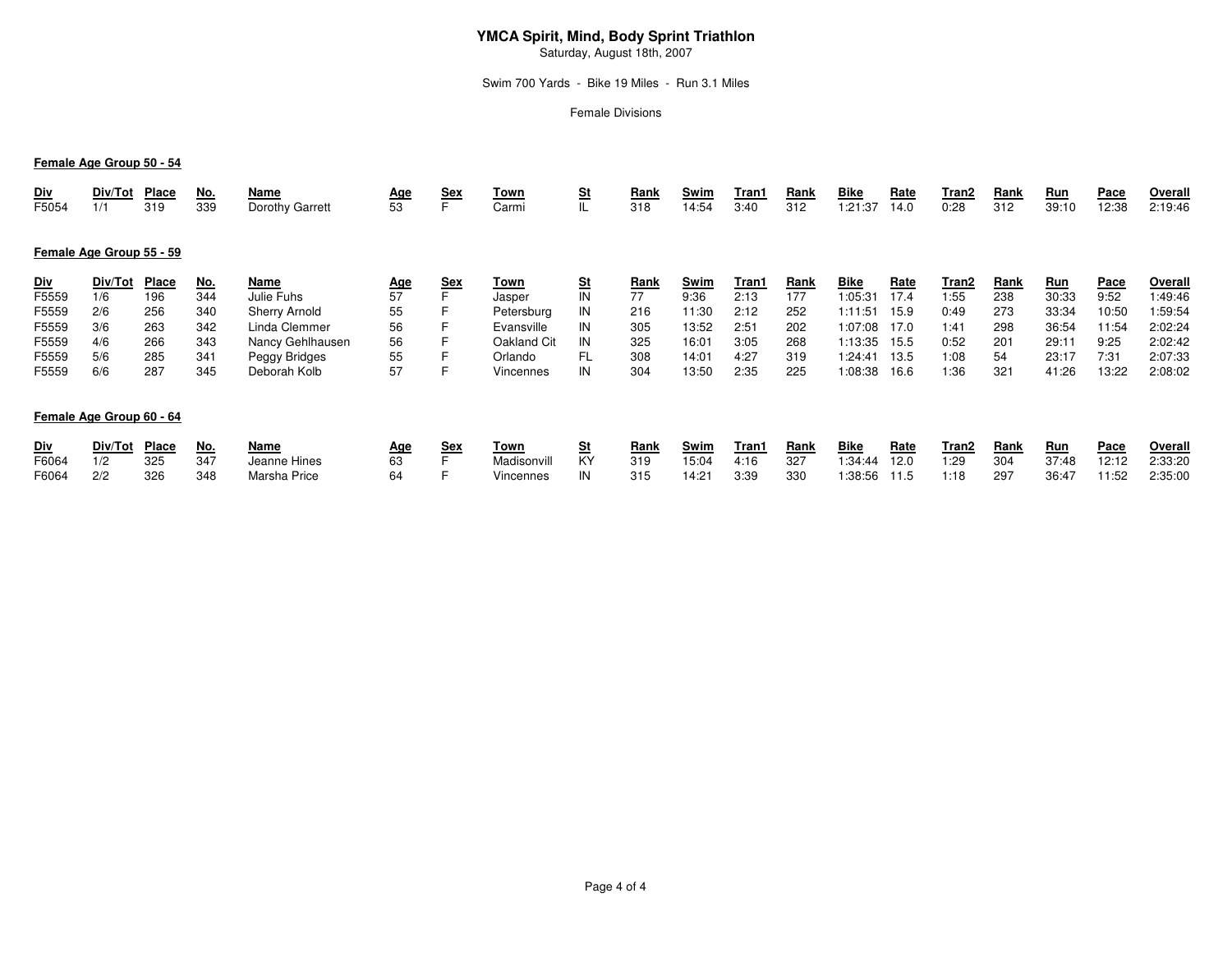# YMCA Spirit, Mind, Body Sprint Triathlon

Saturday, August 18th, 2007

Swim 700 Yards - Bike 19 Miles - Run 3.1 Miles

Female Divisions

**Female Age Group 50 - 54**

| Div | Div/Tot | Place | No. | Name | Age | Sex | Town | St | Rank | Swim | Tran1 | Rank | Bike | Rate | Tran2 | Rank | Run | Pace | Overall |
|---|---|---|---|---|---|---|---|---|---|---|---|---|---|---|---|---|---|---|---|
| F5054 | 1/1 | 319 | 339 | Dorothy Garrett | 53 | F | Carmi | IL | 318 | 14:54 | 3:40 | 312 | 1:21:37 | 14.0 | 0:28 | 312 | 39:10 | 12:38 | 2:19:46 |

**Female Age Group 55 - 59**

| Div | Div/Tot | Place | No. | Name | Age | Sex | Town | St | Rank | Swim | Tran1 | Rank | Bike | Rate | Tran2 | Rank | Run | Pace | Overall |
|---|---|---|---|---|---|---|---|---|---|---|---|---|---|---|---|---|---|---|---|
| F5559 | 1/6 | 196 | 344 | Julie Fuhs | 57 | F | Jasper | IN | 77 | 9:36 | 2:13 | 177 | 1:05:31 | 17.4 | 1:55 | 238 | 30:33 | 9:52 | 1:49:46 |
| F5559 | 2/6 | 256 | 340 | Sherry Arnold | 55 | F | Petersburg | IN | 216 | 11:30 | 2:12 | 252 | 1:11:51 | 15.9 | 0:49 | 273 | 33:34 | 10:50 | 1:59:54 |
| F5559 | 3/6 | 263 | 342 | Linda Clemmer | 56 | F | Evansville | IN | 305 | 13:52 | 2:51 | 202 | 1:07:08 | 17.0 | 1:41 | 298 | 36:54 | 11:54 | 2:02:24 |
| F5559 | 4/6 | 266 | 343 | Nancy Gehlhausen | 56 | F | Oakland Cit | IN | 325 | 16:01 | 3:05 | 268 | 1:13:35 | 15.5 | 0:52 | 201 | 29:11 | 9:25 | 2:02:42 |
| F5559 | 5/6 | 285 | 341 | Peggy Bridges | 55 | F | Orlando | FL | 308 | 14:01 | 4:27 | 319 | 1:24:41 | 13.5 | 1:08 | 54 | 23:17 | 7:31 | 2:07:33 |
| F5559 | 6/6 | 287 | 345 | Deborah Kolb | 57 | F | Vincennes | IN | 304 | 13:50 | 2:35 | 225 | 1:08:38 | 16.6 | 1:36 | 321 | 41:26 | 13:22 | 2:08:02 |

**Female Age Group 60 - 64**

| Div | Div/Tot | Place | No. | Name | Age | Sex | Town | St | Rank | Swim | Tran1 | Rank | Bike | Rate | Tran2 | Rank | Run | Pace | Overall |
|---|---|---|---|---|---|---|---|---|---|---|---|---|---|---|---|---|---|---|---|
| F6064 | 1/2 | 325 | 347 | Jeanne Hines | 63 | F | Madisonvill | KY | 319 | 15:04 | 4:16 | 327 | 1:34:44 | 12.0 | 1:29 | 304 | 37:48 | 12:12 | 2:33:20 |
| F6064 | 2/2 | 326 | 348 | Marsha Price | 64 | F | Vincennes | IN | 315 | 14:21 | 3:39 | 330 | 1:38:56 | 11.5 | 1:18 | 297 | 36:47 | 11:52 | 2:35:00 |